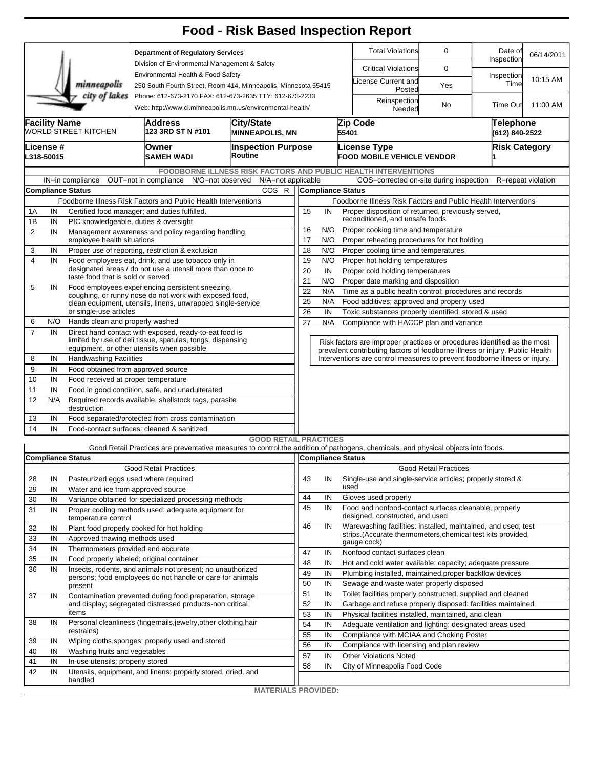# Food - Risk Based Inspection Report

**Department of Regulatory Services**
Division of Environmental Management & Safety
Environmental Health & Food Safety
250 South Fourth Street, Room 414, Minneapolis, Minnesota 55415
Phone: 612-673-2170 FAX: 612-673-2635 TTY: 612-673-2233
Web: http://www.ci.minneapolis.mn.us/environmental-health/

| | | | |
|---|---|---|---|
| Total Violations | 0 | Date of Inspection | 06/14/2011 |
| Critical Violations | 0 | Inspection Time | 10:15 AM |
| License Current and Posted | Yes | | |
| Reinspection Needed | No | Time Out | 11:00 AM |

| Facility Name | Address | City/State | Zip Code | Telephone |
|---|---|---|---|---|
| WORLD STREET KITCHEN | 123 3RD ST N #101 | MINNEAPOLIS, MN | 55401 | (612) 840-2522 |

| License # | Owner | Inspection Purpose | License Type | Risk Category |
|---|---|---|---|---|
| L318-50015 | SAMEH WADI | Routine | FOOD MOBILE VEHICLE VENDOR | 1 |

## FOODBORNE ILLNESS RISK FACTORS AND PUBLIC HEALTH INTERVENTIONS

IN=in compliance OUT=not in compliance N/O=not observed N/A=not applicable COS=corrected on-site during inspection R=repeat violation

**Compliance Status** — Foodborne Illness Risk Factors and Public Health Interventions

| # | Status | Item | COS | R |
|---|---|---|---|---|
| 1A | IN | Certified food manager; and duties fulfilled. | | |
| 1B | IN | PIC knowledgeable, duties & oversight | | |
| 2 | IN | Management awareness and policy regarding handling employee health situations | | |
| 3 | IN | Proper use of reporting, restriction & exclusion | | |
| 4 | IN | Food employees eat, drink, and use tobacco only in designated areas / do not use a utensil more than once to taste food that is sold or served | | |
| 5 | IN | Food employees experiencing persistent sneezing, coughing, or runny nose do not work with exposed food, clean equipment, utensils, linens, unwrapped single-service or single-use articles | | |
| 6 | N/O | Hands clean and properly washed | | |
| 7 | IN | Direct hand contact with exposed, ready-to-eat food is limited by use of deli tissue, spatulas, tongs, dispensing equipment, or other utensils when possible | | |
| 8 | IN | Handwashing Facilities | | |
| 9 | IN | Food obtained from approved source | | |
| 10 | IN | Food received at proper temperature | | |
| 11 | IN | Food in good condition, safe, and unadulterated | | |
| 12 | N/A | Required records available; shellstock tags, parasite destruction | | |
| 13 | IN | Food separated/protected from cross contamination | | |
| 14 | IN | Food-contact surfaces: cleaned & sanitized | | |
| 15 | IN | Proper disposition of returned, previously served, reconditioned, and unsafe foods | | |
| 16 | N/O | Proper cooking time and temperature | | |
| 17 | N/O | Proper reheating procedures for hot holding | | |
| 18 | N/O | Proper cooling time and temperatures | | |
| 19 | N/O | Proper hot holding temperatures | | |
| 20 | IN | Proper cold holding temperatures | | |
| 21 | N/O | Proper date marking and disposition | | |
| 22 | N/A | Time as a public health control: procedures and records | | |
| 25 | N/A | Food additives; approved and properly used | | |
| 26 | IN | Toxic substances properly identified, stored & used | | |
| 27 | N/A | Compliance with HACCP plan and variance | | |

Risk factors are improper practices or procedures identified as the most prevalent contributing factors of foodborne illness or injury. Public Health Interventions are control measures to prevent foodborne illness or injury.

## GOOD RETAIL PRACTICES

Good Retail Practices are preventative measures to control the addition of pathogens, chemicals, and physical objects into foods.

| # | Status | Good Retail Practices |
|---|---|---|
| 28 | IN | Pasteurized eggs used where required |
| 29 | IN | Water and ice from approved source |
| 30 | IN | Variance obtained for specialized processing methods |
| 31 | IN | Proper cooling methods used; adequate equipment for temperature control |
| 32 | IN | Plant food properly cooked for hot holding |
| 33 | IN | Approved thawing methods used |
| 34 | IN | Thermometers provided and accurate |
| 35 | IN | Food properly labeled; original container |
| 36 | IN | Insects, rodents, and animals not present; no unauthorized persons; food employees do not handle or care for animals present |
| 37 | IN | Contamination prevented during food preparation, storage and display; segregated distressed products-non critical items |
| 38 | IN | Personal cleanliness (fingernails,jewelry,other clothing,hair restrains) |
| 39 | IN | Wiping cloths,sponges; properly used and stored |
| 40 | IN | Washing fruits and vegetables |
| 41 | IN | In-use utensils; properly stored |
| 42 | IN | Utensils, equipment, and linens: properly stored, dried, and handled |
| 43 | IN | Single-use and single-service articles; properly stored & used |
| 44 | IN | Gloves used properly |
| 45 | IN | Food and nonfood-contact surfaces cleanable, properly designed, constructed, and used |
| 46 | IN | Warewashing facilities: installed, maintained, and used; test strips.(Accurate thermometers,chemical test kits provided, gauge cock) |
| 47 | IN | Nonfood contact surfaces clean |
| 48 | IN | Hot and cold water available; capacity; adequate pressure |
| 49 | IN | Plumbing installed, maintained,proper backflow devices |
| 50 | IN | Sewage and waste water properly disposed |
| 51 | IN | Toilet facilities properly constructed, supplied and cleaned |
| 52 | IN | Garbage and refuse properly disposed: facilities maintained |
| 53 | IN | Physical facilities installed, maintained, and clean |
| 54 | IN | Adequate ventilation and lighting; designated areas used |
| 55 | IN | Compliance with MCIAA and Choking Poster |
| 56 | IN | Compliance with licensing and plan review |
| 57 | IN | Other Violations Noted |
| 58 | IN | City of Minneapolis Food Code |

**MATERIALS PROVIDED:**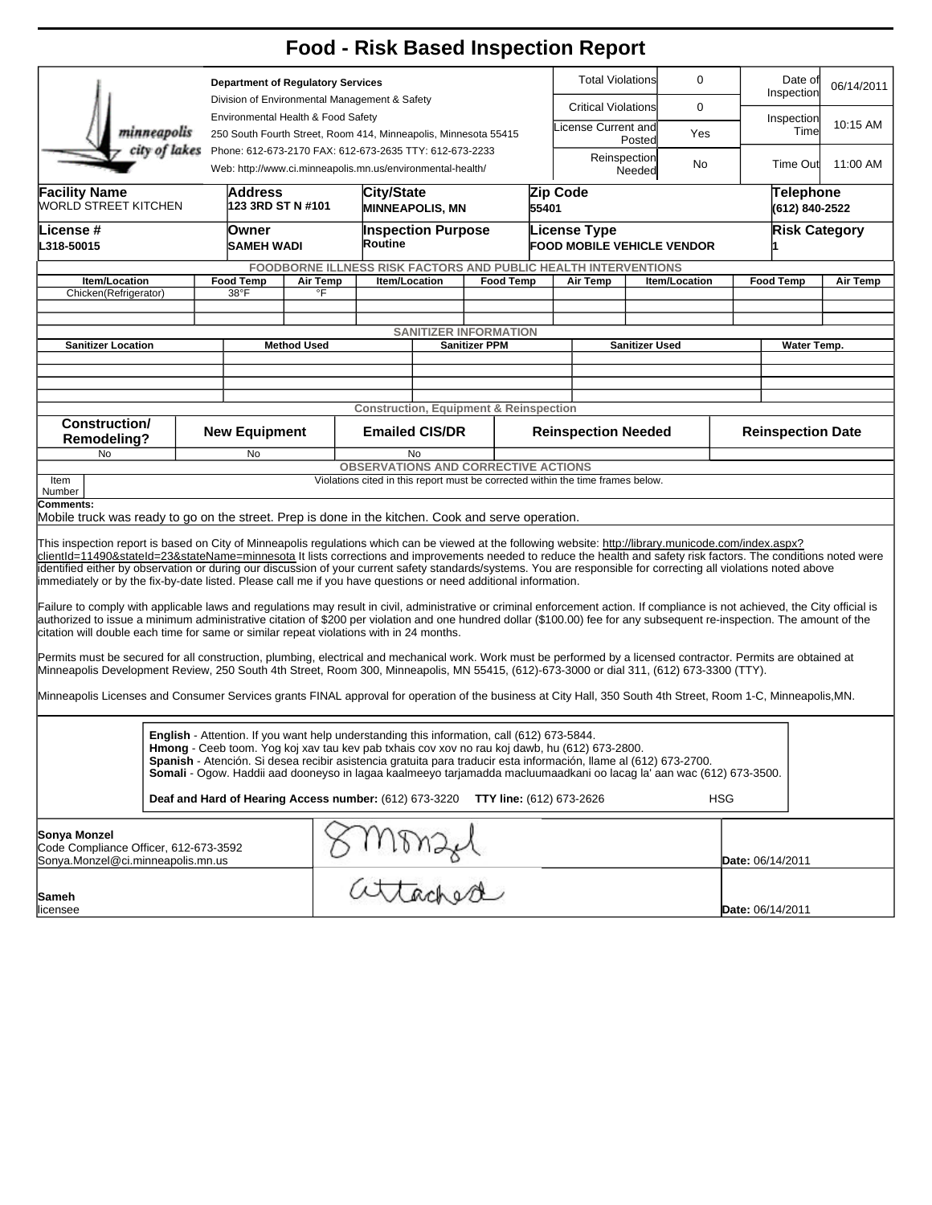# Food - Risk Based Inspection Report

| | | | |
|---|---|---|---|
| **Department of Regulatory Services**<br>Division of Environmental Management & Safety<br>Environmental Health & Food Safety<br>250 South Fourth Street, Room 414, Minneapolis, Minnesota 55415<br>Phone: 612-673-2170 FAX: 612-673-2635 TTY: 612-673-2233<br>Web: http://www.ci.minneapolis.mn.us/environmental-health/ | Total Violations: 0<br>Critical Violations: 0<br>License Current and Posted: Yes<br>Reinspection Needed: No | | Date of Inspection: 06/14/2011<br>Inspection Time: 10:15 AM<br>Time Out: 11:00 AM |

| Facility Name | Address | City/State | Zip Code | Telephone |
|---|---|---|---|---|
| WORLD STREET KITCHEN | 123 3RD ST N #101 | MINNEAPOLIS, MN | 55401 | (612) 840-2522 |

| License # | Owner | Inspection Purpose | License Type | Risk Category |
|---|---|---|---|---|
| L318-50015 | SAMEH WADI | Routine | FOOD MOBILE VEHICLE VENDOR | 1 |

## FOODBORNE ILLNESS RISK FACTORS AND PUBLIC HEALTH INTERVENTIONS

| Item/Location | Food Temp | Air Temp | Item/Location | Food Temp | Air Temp | Item/Location | Food Temp | Air Temp |
|---|---|---|---|---|---|---|---|---|
| Chicken(Refrigerator) | 38°F | °F | | | | | | |

## SANITIZER INFORMATION

| Sanitizer Location | Method Used | Sanitizer PPM | Sanitizer Used | Water Temp. |
|---|---|---|---|---|
| | | | | |

## Construction, Equipment & Reinspection

| Construction/ Remodeling? | New Equipment | Emailed CIS/DR | Reinspection Needed | Reinspection Date |
|---|---|---|---|---|
| No | No | No | | |

## OBSERVATIONS AND CORRECTIVE ACTIONS

| Item Number | Violations cited in this report must be corrected within the time frames below. |
|---|---|

**Comments:**
Mobile truck was ready to go on the street. Prep is done in the kitchen. Cook and serve operation.

This inspection report is based on City of Minneapolis regulations which can be viewed at the following website: http://library.municode.com/index.aspx?clientId=11490&stateId=23&stateName=minnesota It lists corrections and improvements needed to reduce the health and safety risk factors. The conditions noted were identified either by observation or during our discussion of your current safety standards/systems. You are responsible for correcting all violations noted above immediately or by the fix-by-date listed. Please call me if you have questions or need additional information.

Failure to comply with applicable laws and regulations may result in civil, administrative or criminal enforcement action. If compliance is not achieved, the City official is authorized to issue a minimum administrative citation of $200 per violation and one hundred dollar ($100.00) fee for any subsequent re-inspection. The amount of the citation will double each time for same or similar repeat violations with in 24 months.

Permits must be secured for all construction, plumbing, electrical and mechanical work. Work must be performed by a licensed contractor. Permits are obtained at Minneapolis Development Review, 250 South 4th Street, Room 300, Minneapolis, MN 55415, (612)-673-3000 or dial 311, (612) 673-3300 (TTY).

Minneapolis Licenses and Consumer Services grants FINAL approval for operation of the business at City Hall, 350 South 4th Street, Room 1-C, Minneapolis,MN.

**English** - Attention. If you want help understanding this information, call (612) 673-5844.
**Hmong** - Ceeb toom. Yog koj xav tau kev pab txhais cov xov no rau koj dawb, hu (612) 673-2800.
**Spanish** - Atención. Si desea recibir asistencia gratuita para traducir esta información, llame al (612) 673-2700.
**Somali** - Ogow. Haddii aad dooneyso in lagaa kaalmeeyo tarjamadda macluumaadkani oo lacag la' aan wac (612) 673-3500.

**Deaf and Hard of Hearing Access number:** (612) 673-3220 **TTY line:** (612) 673-2626 HSG

| | | |
|---|---|---|
| **Sonya Monzel**<br>Code Compliance Officer, 612-673-3592<br>Sonya.Monzel@ci.minneapolis.mn.us | SMonzel | **Date:** 06/14/2011 |
| **Sameh**<br>licensee | attached | **Date:** 06/14/2011 |